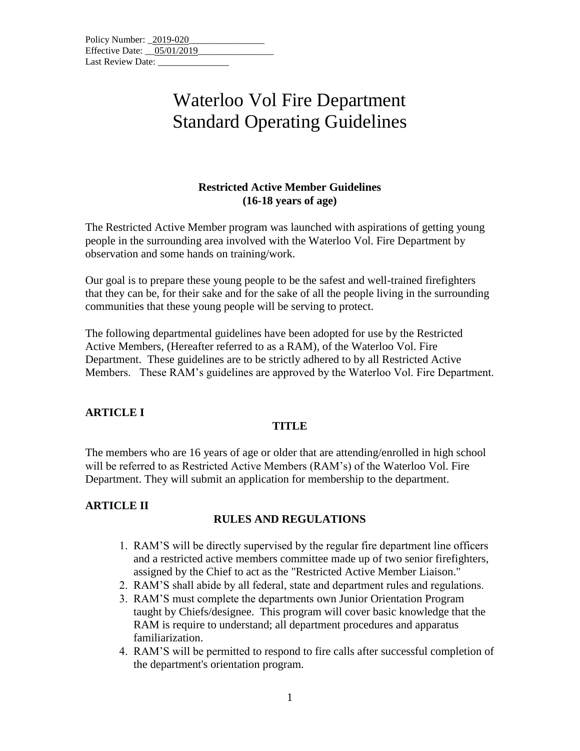Policy Number: _2019-020________________
Effective Date: __05/01/2019________________
Last Review Date: _______________

# Waterloo Vol Fire Department
# Standard Operating Guidelines

### Restricted Active Member Guidelines
### (16-18 years of age)

The Restricted Active Member program was launched with aspirations of getting young people in the surrounding area involved with the Waterloo Vol. Fire Department by observation and some hands on training/work.

Our goal is to prepare these young people to be the safest and well-trained firefighters that they can be, for their sake and for the sake of all the people living in the surrounding communities that these young people will be serving to protect.

The following departmental guidelines have been adopted for use by the Restricted Active Members, (Hereafter referred to as a RAM), of the Waterloo Vol. Fire Department. These guidelines are to be strictly adhered to by all Restricted Active Members. These RAM's guidelines are approved by the Waterloo Vol. Fire Department.

## ARTICLE I

### TITLE

The members who are 16 years of age or older that are attending/enrolled in high school will be referred to as Restricted Active Members (RAM's) of the Waterloo Vol. Fire Department. They will submit an application for membership to the department.

## ARTICLE II

### RULES AND REGULATIONS

1. RAM'S will be directly supervised by the regular fire department line officers and a restricted active members committee made up of two senior firefighters, assigned by the Chief to act as the "Restricted Active Member Liaison."
2. RAM'S shall abide by all federal, state and department rules and regulations.
3. RAM'S must complete the departments own Junior Orientation Program taught by Chiefs/designee. This program will cover basic knowledge that the RAM is require to understand; all department procedures and apparatus familiarization.
4. RAM'S will be permitted to respond to fire calls after successful completion of the department's orientation program.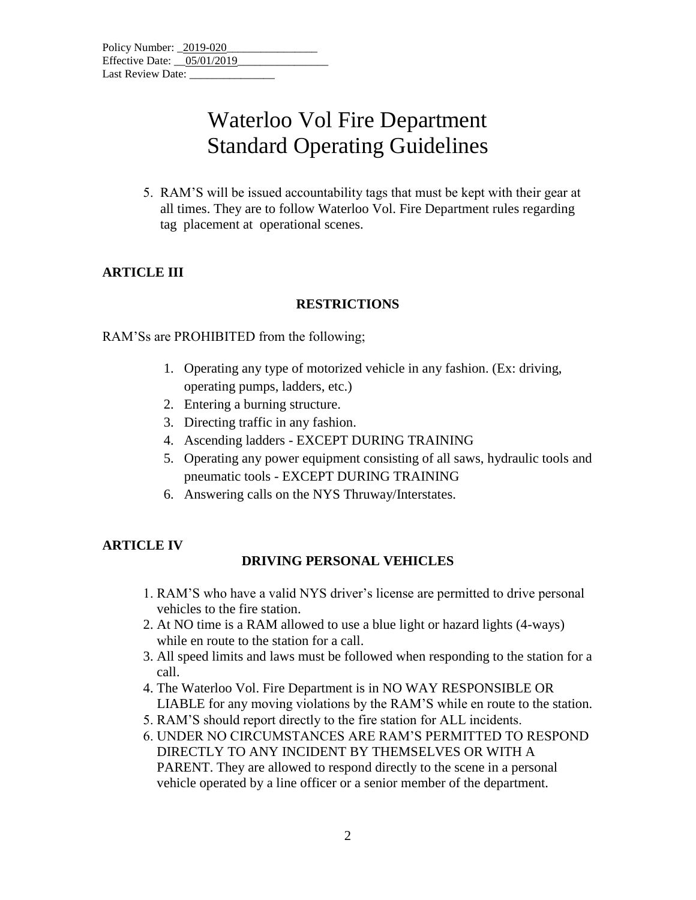Policy Number: 2019-020
Effective Date: 05/01/2019
Last Review Date: _______________

# Waterloo Vol Fire Department
# Standard Operating Guidelines

5. RAM'S will be issued accountability tags that must be kept with their gear at all times. They are to follow Waterloo Vol. Fire Department rules regarding tag placement at operational scenes.

**ARTICLE III**

**RESTRICTIONS**

RAM'Ss are PROHIBITED from the following;

1. Operating any type of motorized vehicle in any fashion. (Ex: driving, operating pumps, ladders, etc.)
2. Entering a burning structure.
3. Directing traffic in any fashion.
4. Ascending ladders - EXCEPT DURING TRAINING
5. Operating any power equipment consisting of all saws, hydraulic tools and pneumatic tools - EXCEPT DURING TRAINING
6. Answering calls on the NYS Thruway/Interstates.

**ARTICLE IV**

**DRIVING PERSONAL VEHICLES**

1. RAM'S who have a valid NYS driver's license are permitted to drive personal vehicles to the fire station.
2. At NO time is a RAM allowed to use a blue light or hazard lights (4-ways) while en route to the station for a call.
3. All speed limits and laws must be followed when responding to the station for a call.
4. The Waterloo Vol. Fire Department is in NO WAY RESPONSIBLE OR LIABLE for any moving violations by the RAM'S while en route to the station.
5. RAM'S should report directly to the fire station for ALL incidents.
6. UNDER NO CIRCUMSTANCES ARE RAM'S PERMITTED TO RESPOND DIRECTLY TO ANY INCIDENT BY THEMSELVES OR WITH A PARENT. They are allowed to respond directly to the scene in a personal vehicle operated by a line officer or a senior member of the department.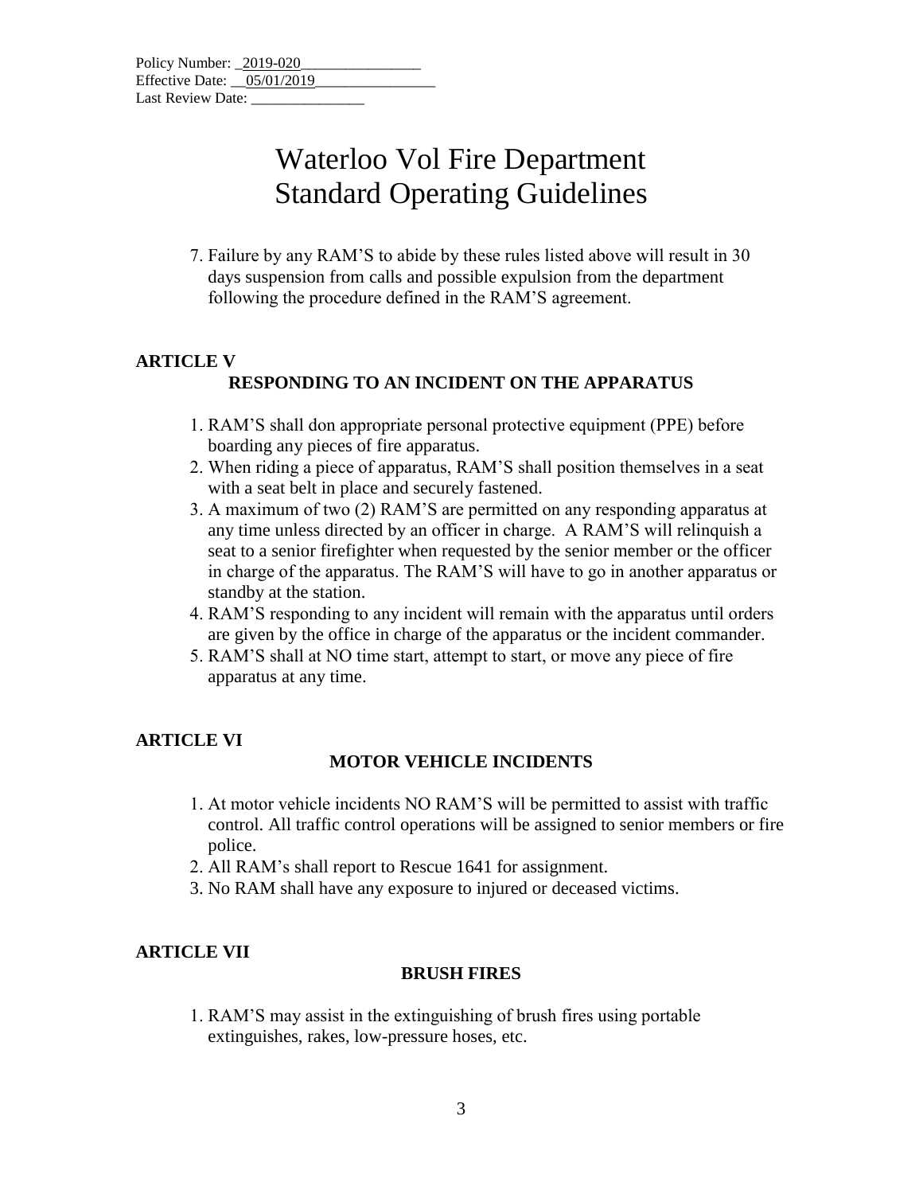7. Failure by any RAM'S to abide by these rules listed above will result in 30 days suspension from calls and possible expulsion from the department following the procedure defined in the RAM'S agreement.

## ARTICLE V

### RESPONDING TO AN INCIDENT ON THE APPARATUS

1. RAM'S shall don appropriate personal protective equipment (PPE) before boarding any pieces of fire apparatus.
2. When riding a piece of apparatus, RAM'S shall position themselves in a seat with a seat belt in place and securely fastened.
3. A maximum of two (2) RAM'S are permitted on any responding apparatus at any time unless directed by an officer in charge. A RAM'S will relinquish a seat to a senior firefighter when requested by the senior member or the officer in charge of the apparatus. The RAM'S will have to go in another apparatus or standby at the station.
4. RAM'S responding to any incident will remain with the apparatus until orders are given by the office in charge of the apparatus or the incident commander.
5. RAM'S shall at NO time start, attempt to start, or move any piece of fire apparatus at any time.

## ARTICLE VI

### MOTOR VEHICLE INCIDENTS

1. At motor vehicle incidents NO RAM'S will be permitted to assist with traffic control. All traffic control operations will be assigned to senior members or fire police.
2. All RAM's shall report to Rescue 1641 for assignment.
3. No RAM shall have any exposure to injured or deceased victims.

## ARTICLE VII

### BRUSH FIRES

1. RAM'S may assist in the extinguishing of brush fires using portable extinguishes, rakes, low-pressure hoses, etc.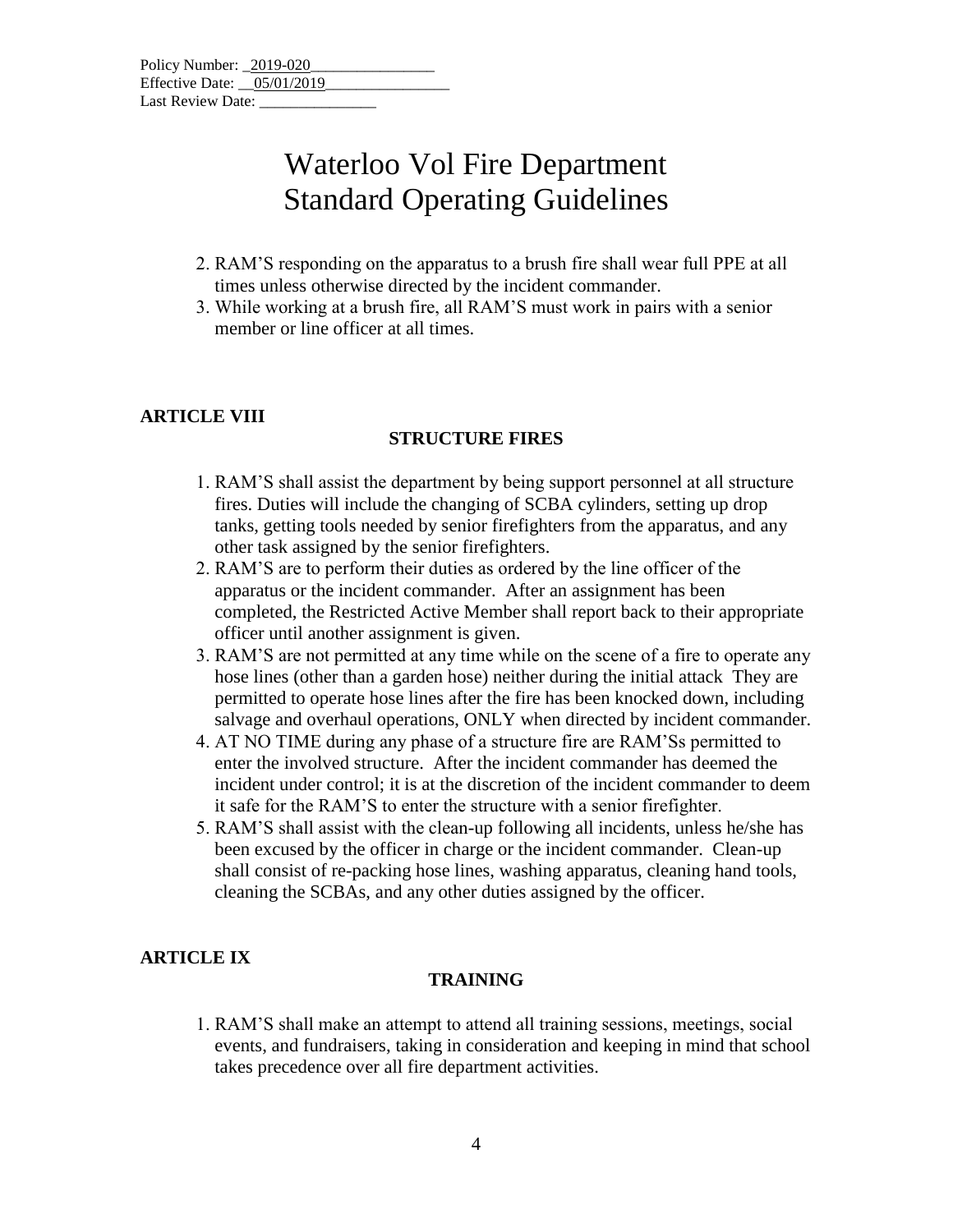Policy Number: _2019-020________________
Effective Date: __05/01/2019________________
Last Review Date: _______________

# Waterloo Vol Fire Department
# Standard Operating Guidelines

2. RAM'S responding on the apparatus to a brush fire shall wear full PPE at all times unless otherwise directed by the incident commander.
3. While working at a brush fire, all RAM'S must work in pairs with a senior member or line officer at all times.

**ARTICLE VIII**

**STRUCTURE FIRES**

1. RAM'S shall assist the department by being support personnel at all structure fires. Duties will include the changing of SCBA cylinders, setting up drop tanks, getting tools needed by senior firefighters from the apparatus, and any other task assigned by the senior firefighters.
2. RAM'S are to perform their duties as ordered by the line officer of the apparatus or the incident commander. After an assignment has been completed, the Restricted Active Member shall report back to their appropriate officer until another assignment is given.
3. RAM'S are not permitted at any time while on the scene of a fire to operate any hose lines (other than a garden hose) neither during the initial attack They are permitted to operate hose lines after the fire has been knocked down, including salvage and overhaul operations, ONLY when directed by incident commander.
4. AT NO TIME during any phase of a structure fire are RAM'Ss permitted to enter the involved structure. After the incident commander has deemed the incident under control; it is at the discretion of the incident commander to deem it safe for the RAM'S to enter the structure with a senior firefighter.
5. RAM'S shall assist with the clean-up following all incidents, unless he/she has been excused by the officer in charge or the incident commander. Clean-up shall consist of re-packing hose lines, washing apparatus, cleaning hand tools, cleaning the SCBAs, and any other duties assigned by the officer.

**ARTICLE IX**

**TRAINING**

1. RAM'S shall make an attempt to attend all training sessions, meetings, social events, and fundraisers, taking in consideration and keeping in mind that school takes precedence over all fire department activities.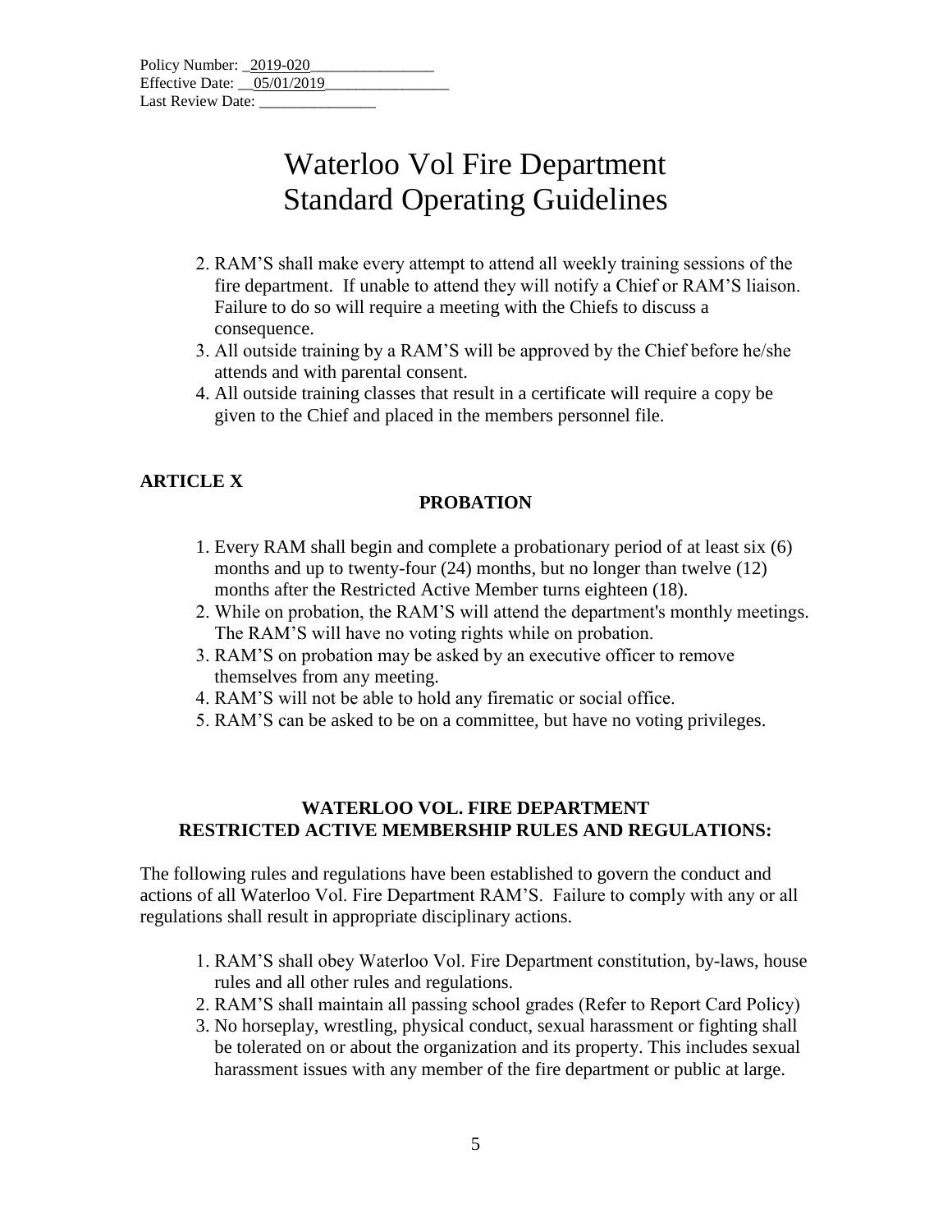Policy Number: _2019-020________________
Effective Date: __05/01/2019________________
Last Review Date: _______________

# Waterloo Vol Fire Department
# Standard Operating Guidelines

2. RAM'S shall make every attempt to attend all weekly training sessions of the fire department. If unable to attend they will notify a Chief or RAM'S liaison. Failure to do so will require a meeting with the Chiefs to discuss a consequence.
3. All outside training by a RAM'S will be approved by the Chief before he/she attends and with parental consent.
4. All outside training classes that result in a certificate will require a copy be given to the Chief and placed in the members personnel file.

**ARTICLE X**

**PROBATION**

1. Every RAM shall begin and complete a probationary period of at least six (6) months and up to twenty-four (24) months, but no longer than twelve (12) months after the Restricted Active Member turns eighteen (18).
2. While on probation, the RAM'S will attend the department's monthly meetings. The RAM'S will have no voting rights while on probation.
3. RAM'S on probation may be asked by an executive officer to remove themselves from any meeting.
4. RAM'S will not be able to hold any firematic or social office.
5. RAM'S can be asked to be on a committee, but have no voting privileges.

**WATERLOO VOL. FIRE DEPARTMENT**
**RESTRICTED ACTIVE MEMBERSHIP RULES AND REGULATIONS:**

The following rules and regulations have been established to govern the conduct and actions of all Waterloo Vol. Fire Department RAM'S. Failure to comply with any or all regulations shall result in appropriate disciplinary actions.

1. RAM'S shall obey Waterloo Vol. Fire Department constitution, by-laws, house rules and all other rules and regulations.
2. RAM'S shall maintain all passing school grades (Refer to Report Card Policy)
3. No horseplay, wrestling, physical conduct, sexual harassment or fighting shall be tolerated on or about the organization and its property. This includes sexual harassment issues with any member of the fire department or public at large.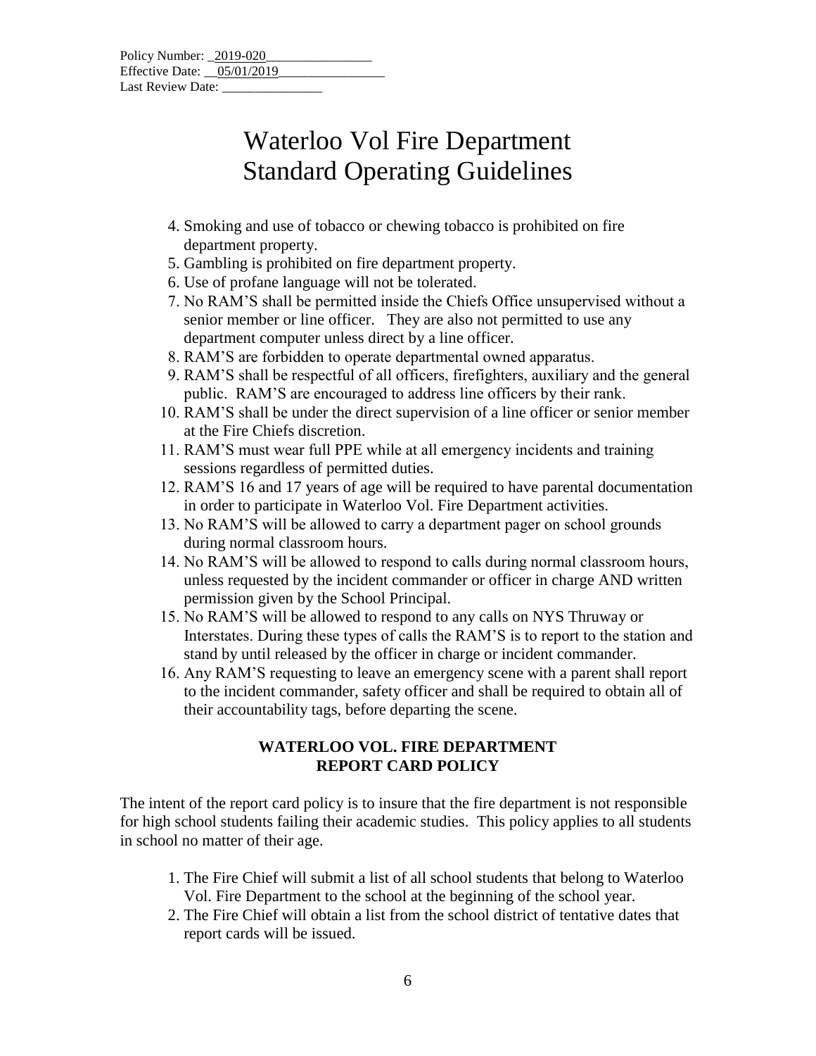Policy Number: 2019-020
Effective Date: 05/01/2019
Last Review Date: _______________

# Waterloo Vol Fire Department Standard Operating Guidelines

4. Smoking and use of tobacco or chewing tobacco is prohibited on fire department property.
5. Gambling is prohibited on fire department property.
6. Use of profane language will not be tolerated.
7. No RAM'S shall be permitted inside the Chiefs Office unsupervised without a senior member or line officer. They are also not permitted to use any department computer unless direct by a line officer.
8. RAM'S are forbidden to operate departmental owned apparatus.
9. RAM'S shall be respectful of all officers, firefighters, auxiliary and the general public. RAM'S are encouraged to address line officers by their rank.
10. RAM'S shall be under the direct supervision of a line officer or senior member at the Fire Chiefs discretion.
11. RAM'S must wear full PPE while at all emergency incidents and training sessions regardless of permitted duties.
12. RAM'S 16 and 17 years of age will be required to have parental documentation in order to participate in Waterloo Vol. Fire Department activities.
13. No RAM'S will be allowed to carry a department pager on school grounds during normal classroom hours.
14. No RAM'S will be allowed to respond to calls during normal classroom hours, unless requested by the incident commander or officer in charge AND written permission given by the School Principal.
15. No RAM'S will be allowed to respond to any calls on NYS Thruway or Interstates. During these types of calls the RAM'S is to report to the station and stand by until released by the officer in charge or incident commander.
16. Any RAM'S requesting to leave an emergency scene with a parent shall report to the incident commander, safety officer and shall be required to obtain all of their accountability tags, before departing the scene.

## WATERLOO VOL. FIRE DEPARTMENT REPORT CARD POLICY

The intent of the report card policy is to insure that the fire department is not responsible for high school students failing their academic studies. This policy applies to all students in school no matter of their age.

1. The Fire Chief will submit a list of all school students that belong to Waterloo Vol. Fire Department to the school at the beginning of the school year.
2. The Fire Chief will obtain a list from the school district of tentative dates that report cards will be issued.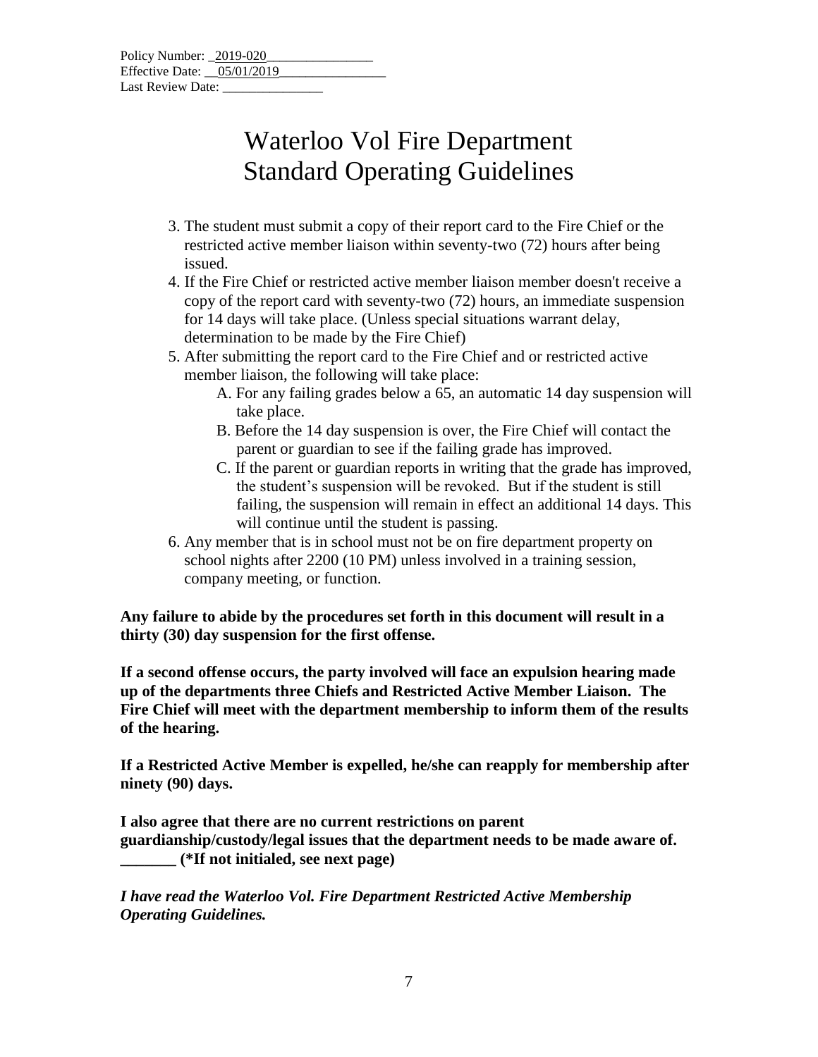Policy Number: _2019-020________________
Effective Date: __05/01/2019________________
Last Review Date: _______________

# Waterloo Vol Fire Department
# Standard Operating Guidelines

3. The student must submit a copy of their report card to the Fire Chief or the restricted active member liaison within seventy-two (72) hours after being issued.
4. If the Fire Chief or restricted active member liaison member doesn't receive a copy of the report card with seventy-two (72) hours, an immediate suspension for 14 days will take place. (Unless special situations warrant delay, determination to be made by the Fire Chief)
5. After submitting the report card to the Fire Chief and or restricted active member liaison, the following will take place:
   A. For any failing grades below a 65, an automatic 14 day suspension will take place.
   B. Before the 14 day suspension is over, the Fire Chief will contact the parent or guardian to see if the failing grade has improved.
   C. If the parent or guardian reports in writing that the grade has improved, the student's suspension will be revoked. But if the student is still failing, the suspension will remain in effect an additional 14 days. This will continue until the student is passing.
6. Any member that is in school must not be on fire department property on school nights after 2200 (10 PM) unless involved in a training session, company meeting, or function.

**Any failure to abide by the procedures set forth in this document will result in a thirty (30) day suspension for the first offense.**

**If a second offense occurs, the party involved will face an expulsion hearing made up of the departments three Chiefs and Restricted Active Member Liaison. The Fire Chief will meet with the department membership to inform them of the results of the hearing.**

**If a Restricted Active Member is expelled, he/she can reapply for membership after ninety (90) days.**

**I also agree that there are no current restrictions on parent guardianship/custody/legal issues that the department needs to be made aware of. _______ (*If not initialed, see next page)**

***I have read the Waterloo Vol. Fire Department Restricted Active Membership Operating Guidelines.***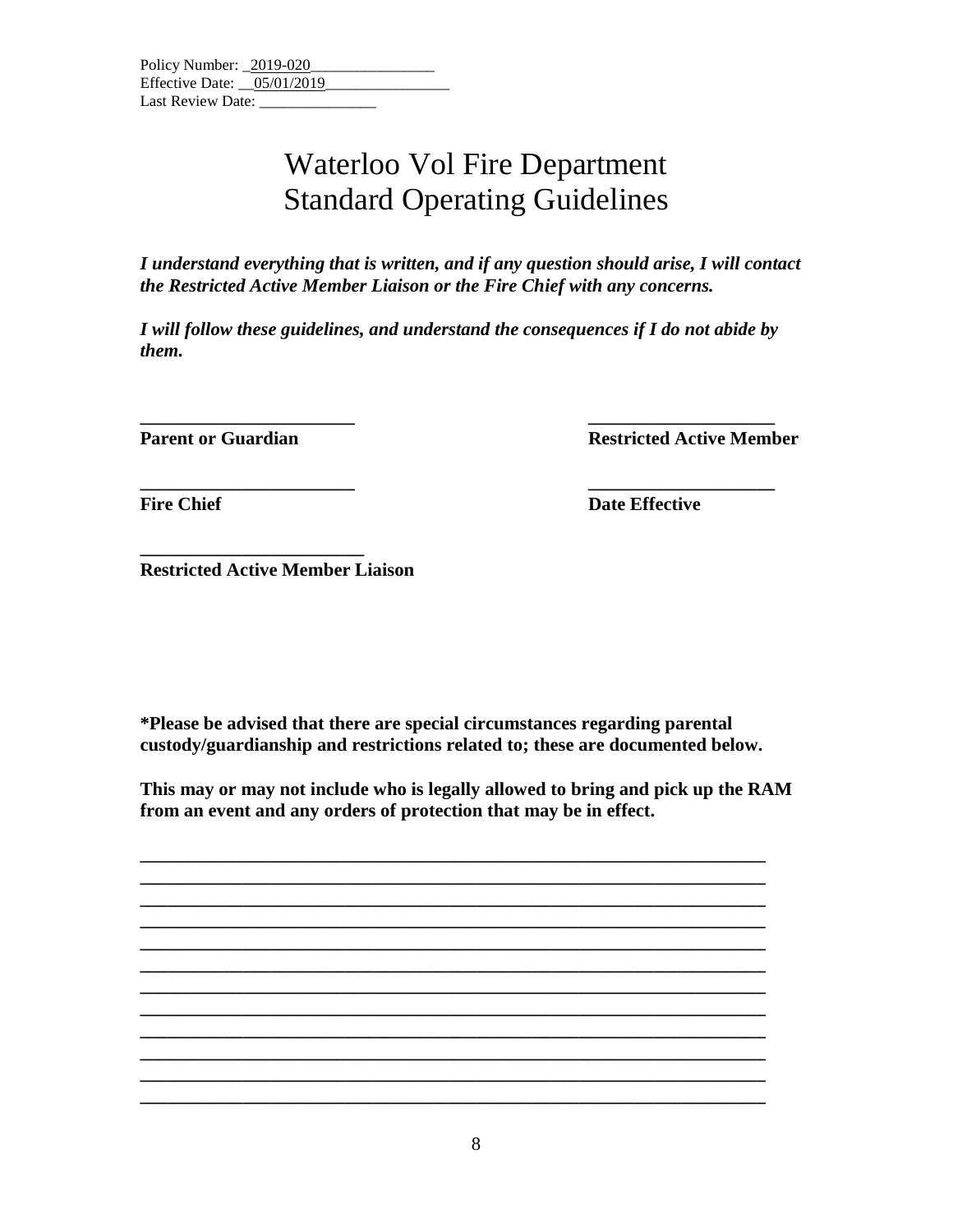Policy Number: _2019-020________________
Effective Date: __05/01/2019________________
Last Review Date: _______________

# Waterloo Vol Fire Department
# Standard Operating Guidelines

***I understand everything that is written, and if any question should arise, I will contact the Restricted Active Member Liaison or the Fire Chief with any concerns.***

***I will follow these guidelines, and understand the consequences if I do not abide by them.***

**_______________________** **____________________**
**Parent or Guardian** **Restricted Active Member**

**_______________________** **____________________**
**Fire Chief** **Date Effective**

**________________________**
**Restricted Active Member Liaison**

**\*Please be advised that there are special circumstances regarding parental custody/guardianship and restrictions related to; these are documented below.**

**This may or may not include who is legally allowed to bring and pick up the RAM from an event and any orders of protection that may be in effect.**

_____________________________________________________________________
_____________________________________________________________________
_____________________________________________________________________
_____________________________________________________________________
_____________________________________________________________________
_____________________________________________________________________
_____________________________________________________________________
_____________________________________________________________________
_____________________________________________________________________
_____________________________________________________________________
_____________________________________________________________________
_____________________________________________________________________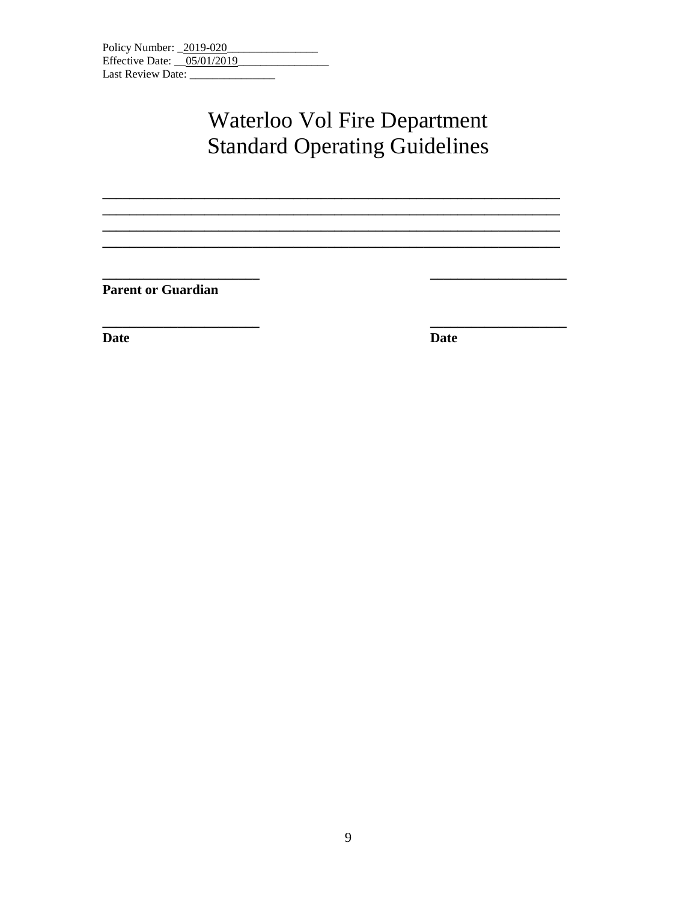Policy Number: _2019-020________________
Effective Date: __05/01/2019________________
Last Review Date: _______________

# Waterloo Vol Fire Department
# Standard Operating Guidelines

_______________________________________________________________
_______________________________________________________________
_______________________________________________________________
_______________________________________________________________

| | |
|---|---|
| ______________________ | ___________________ |
| **Parent or Guardian** | |
| ______________________ | ___________________ |
| **Date** | **Date** |